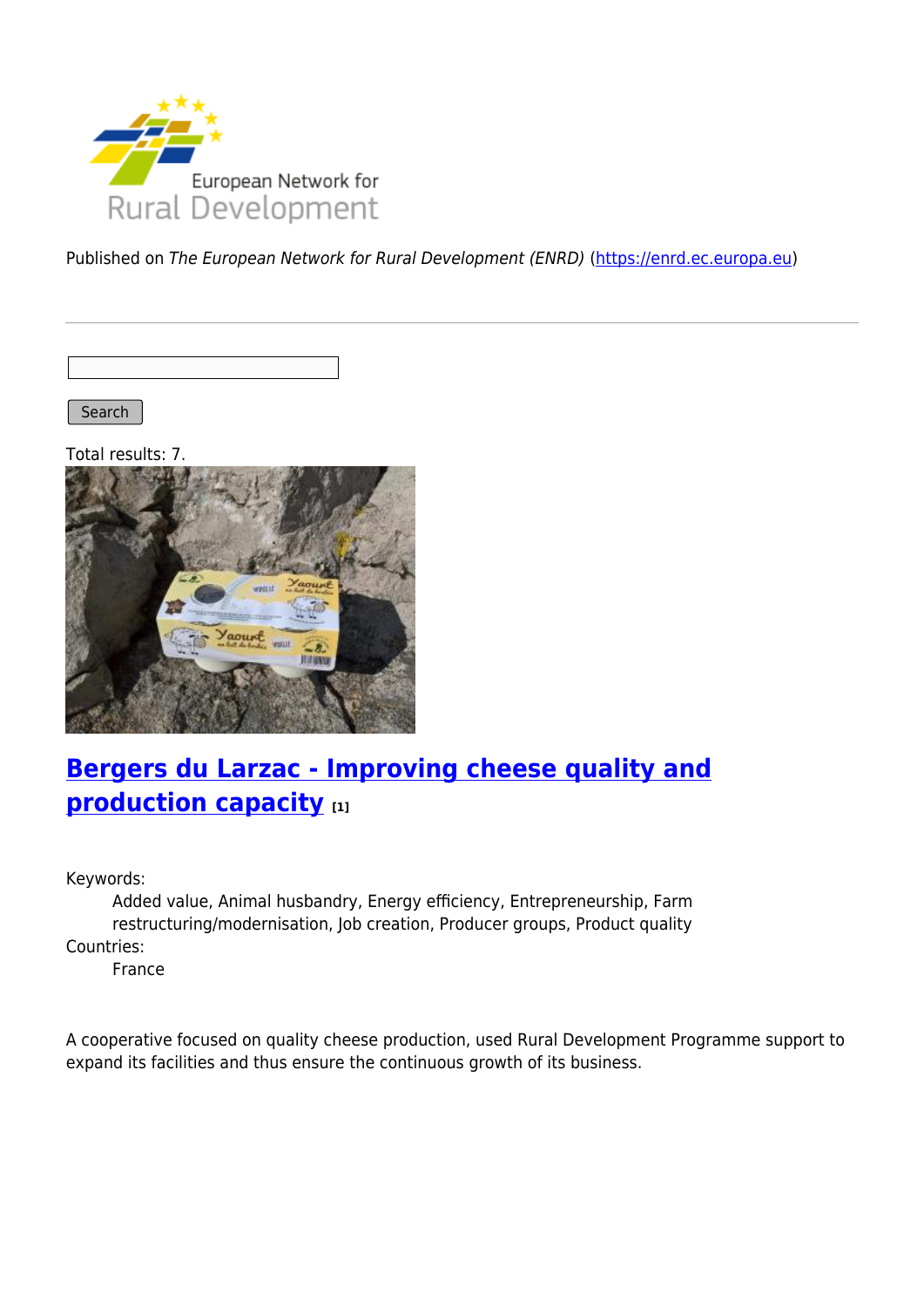Published on *The European Network for Rural Development (ENRD)* (https://enrd.ec.europa.eu)

Search

Total results: 7.

## Bergers du Larzac - Improving cheese quality and production capacity [1]

Keywords:
: Added value, Animal husbandry, Energy efficiency, Entrepreneurship, Farm restructuring/modernisation, Job creation, Producer groups, Product quality

Countries:
: France

A cooperative focused on quality cheese production, used Rural Development Programme support to expand its facilities and thus ensure the continuous growth of its business.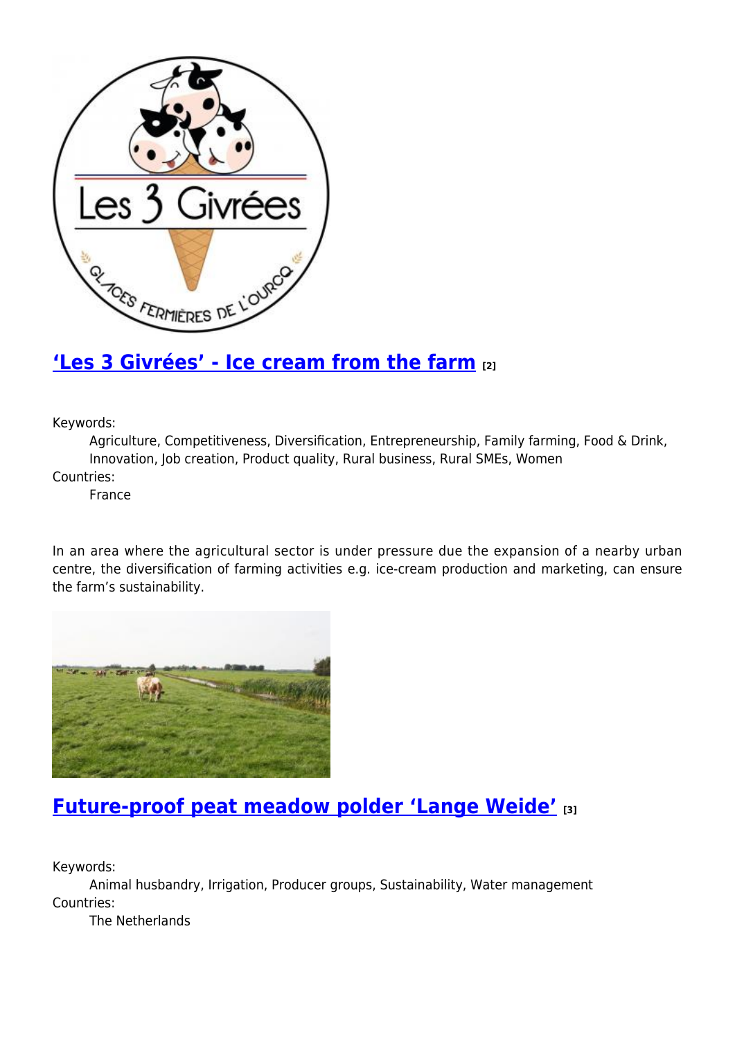## ['Les 3 Givrées' - Ice cream from the farm](#) [2]

Keywords:
: Agriculture, Competitiveness, Diversification, Entrepreneurship, Family farming, Food & Drink, Innovation, Job creation, Product quality, Rural business, Rural SMEs, Women

Countries:
: France

In an area where the agricultural sector is under pressure due the expansion of a nearby urban centre, the diversification of farming activities e.g. ice-cream production and marketing, can ensure the farm's sustainability.

## [Future-proof peat meadow polder 'Lange Weide'](#) [3]

Keywords:
: Animal husbandry, Irrigation, Producer groups, Sustainability, Water management

Countries:
: The Netherlands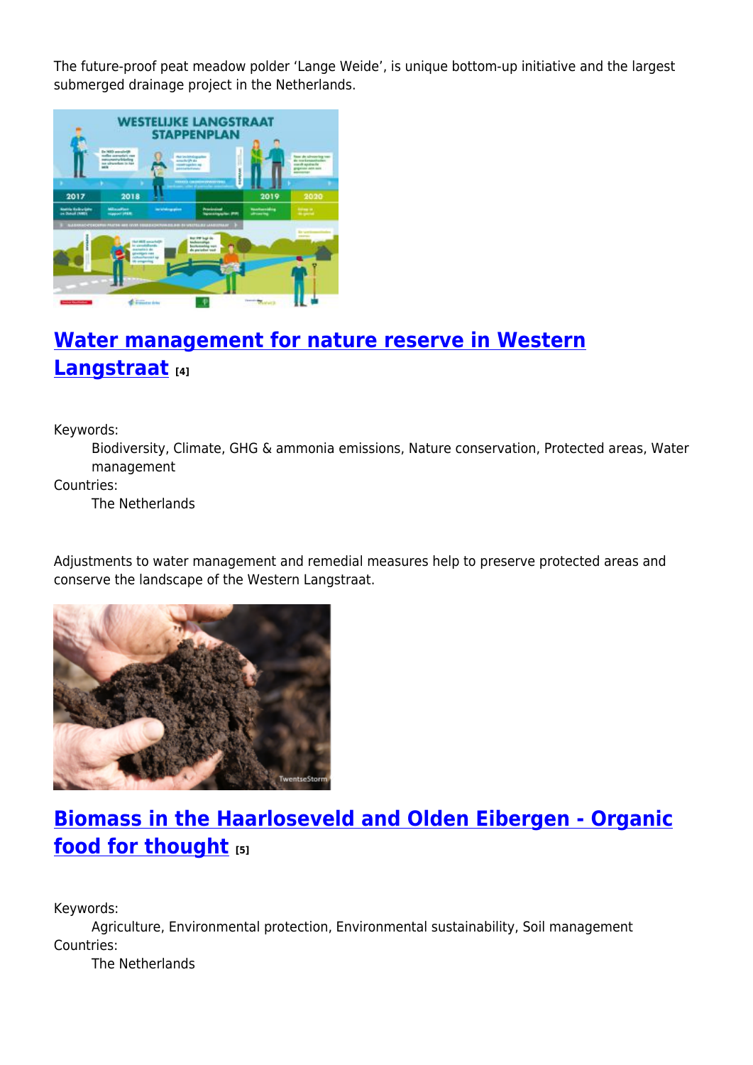The future-proof peat meadow polder ‘Lange Weide’, is unique bottom-up initiative and the largest submerged drainage project in the Netherlands.

## [Water management for nature reserve in Western Langstraat](#) [4]

Keywords:
: Biodiversity, Climate, GHG & ammonia emissions, Nature conservation, Protected areas, Water management

Countries:
: The Netherlands

Adjustments to water management and remedial measures help to preserve protected areas and conserve the landscape of the Western Langstraat.

## [Biomass in the Haarloseveld and Olden Eibergen - Organic food for thought](#) [5]

Keywords:
: Agriculture, Environmental protection, Environmental sustainability, Soil management

Countries:
: The Netherlands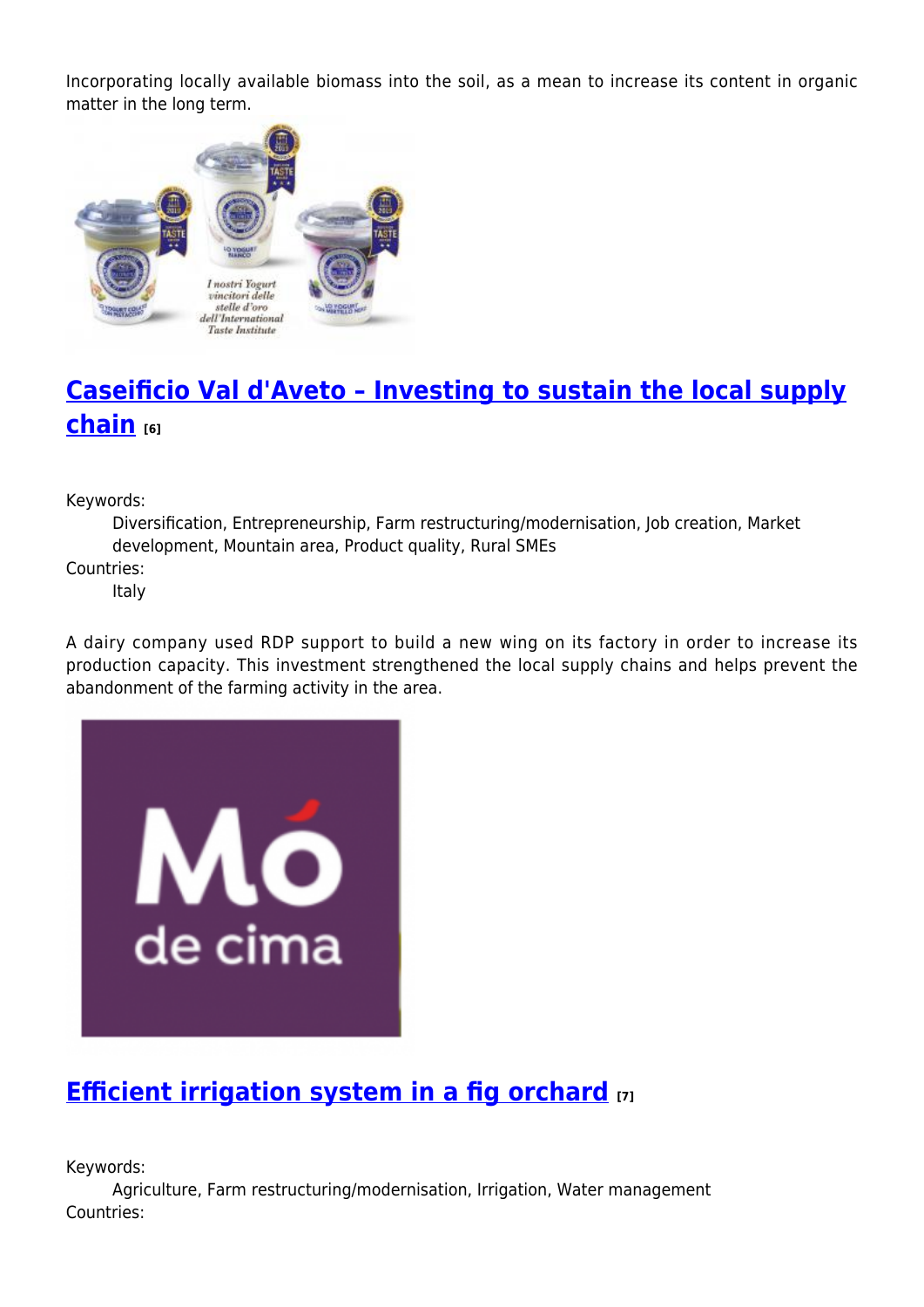Incorporating locally available biomass into the soil, as a mean to increase its content in organic matter in the long term.

## Caseificio Val d'Aveto – Investing to sustain the local supply chain [6]

Keywords:
: Diversification, Entrepreneurship, Farm restructuring/modernisation, Job creation, Market development, Mountain area, Product quality, Rural SMEs

Countries:
: Italy

A dairy company used RDP support to build a new wing on its factory in order to increase its production capacity. This investment strengthened the local supply chains and helps prevent the abandonment of the farming activity in the area.

## Efficient irrigation system in a fig orchard [7]

Keywords:
: Agriculture, Farm restructuring/modernisation, Irrigation, Water management

Countries: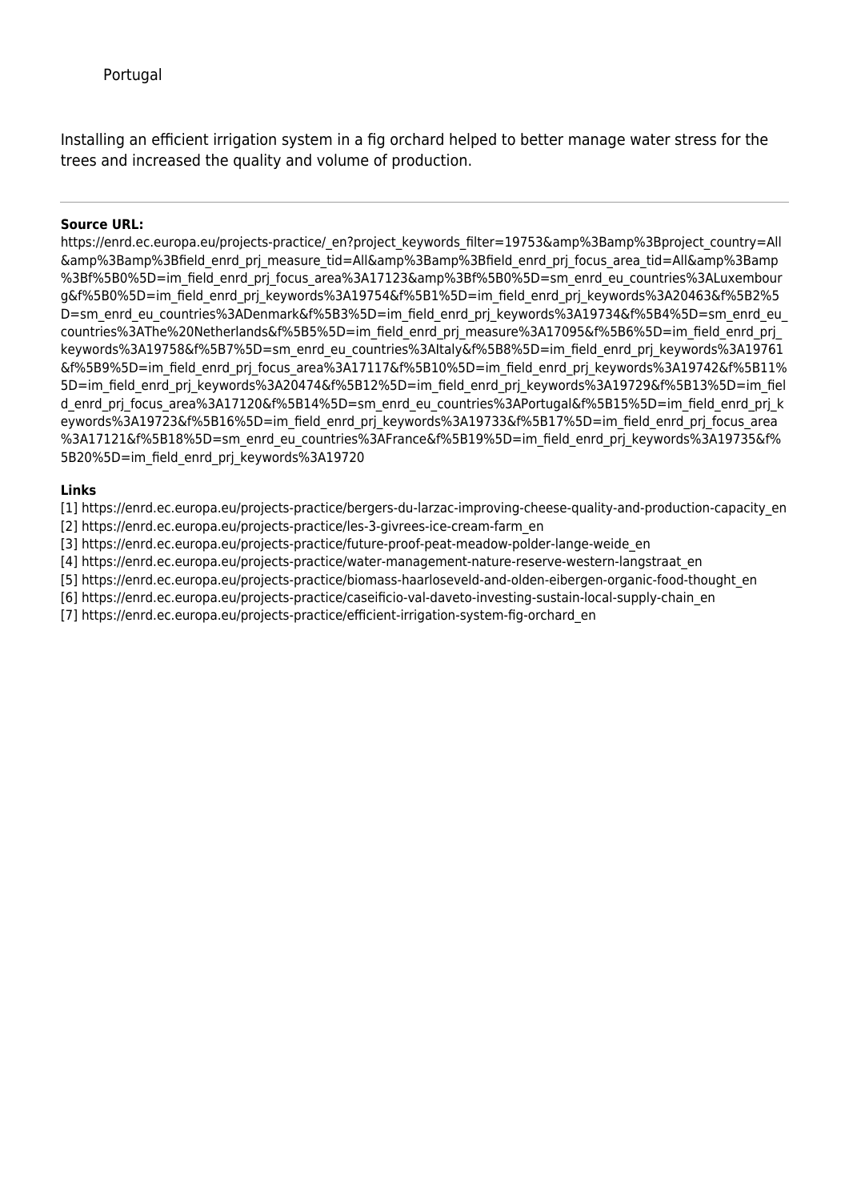Portugal

Installing an efficient irrigation system in a fig orchard helped to better manage water stress for the trees and increased the quality and volume of production.

---

**Source URL:**
https://enrd.ec.europa.eu/projects-practice/_en?project_keywords_filter=19753&amp%3Bamp%3Bproject_country=All&amp%3Bamp%3Bfield_enrd_prj_measure_tid=All&amp%3Bamp%3Bfield_enrd_prj_focus_area_tid=All&amp%3Bamp%3Bf%5B0%5D=im_field_enrd_prj_focus_area%3A17123&amp%3Bf%5B0%5D=sm_enrd_eu_countries%3ALuxembourg&f%5B0%5D=im_field_enrd_prj_keywords%3A19754&f%5B1%5D=im_field_enrd_prj_keywords%3A20463&f%5B2%5D=sm_enrd_eu_countries%3ADenmark&f%5B3%5D=im_field_enrd_prj_keywords%3A19734&f%5B4%5D=sm_enrd_eu_countries%3AThe%20Netherlands&f%5B5%5D=im_field_enrd_prj_measure%3A17095&f%5B6%5D=im_field_enrd_prj_keywords%3A19758&f%5B7%5D=sm_enrd_eu_countries%3AItaly&f%5B8%5D=im_field_enrd_prj_keywords%3A19761&f%5B9%5D=im_field_enrd_prj_focus_area%3A17117&f%5B10%5D=im_field_enrd_prj_keywords%3A19742&f%5B11%5D=im_field_enrd_prj_keywords%3A20474&f%5B12%5D=im_field_enrd_prj_keywords%3A19729&f%5B13%5D=im_field_enrd_prj_focus_area%3A17120&f%5B14%5D=sm_enrd_eu_countries%3APortugal&f%5B15%5D=im_field_enrd_prj_keywords%3A19723&f%5B16%5D=im_field_enrd_prj_keywords%3A19733&f%5B17%5D=im_field_enrd_prj_focus_area%3A17121&f%5B18%5D=sm_enrd_eu_countries%3AFrance&f%5B19%5D=im_field_enrd_prj_keywords%3A19735&f%5B20%5D=im_field_enrd_prj_keywords%3A19720

**Links**
[1] https://enrd.ec.europa.eu/projects-practice/bergers-du-larzac-improving-cheese-quality-and-production-capacity_en
[2] https://enrd.ec.europa.eu/projects-practice/les-3-givrees-ice-cream-farm_en
[3] https://enrd.ec.europa.eu/projects-practice/future-proof-peat-meadow-polder-lange-weide_en
[4] https://enrd.ec.europa.eu/projects-practice/water-management-nature-reserve-western-langstraat_en
[5] https://enrd.ec.europa.eu/projects-practice/biomass-haarloseveld-and-olden-eibergen-organic-food-thought_en
[6] https://enrd.ec.europa.eu/projects-practice/caseificio-val-daveto-investing-sustain-local-supply-chain_en
[7] https://enrd.ec.europa.eu/projects-practice/efficient-irrigation-system-fig-orchard_en